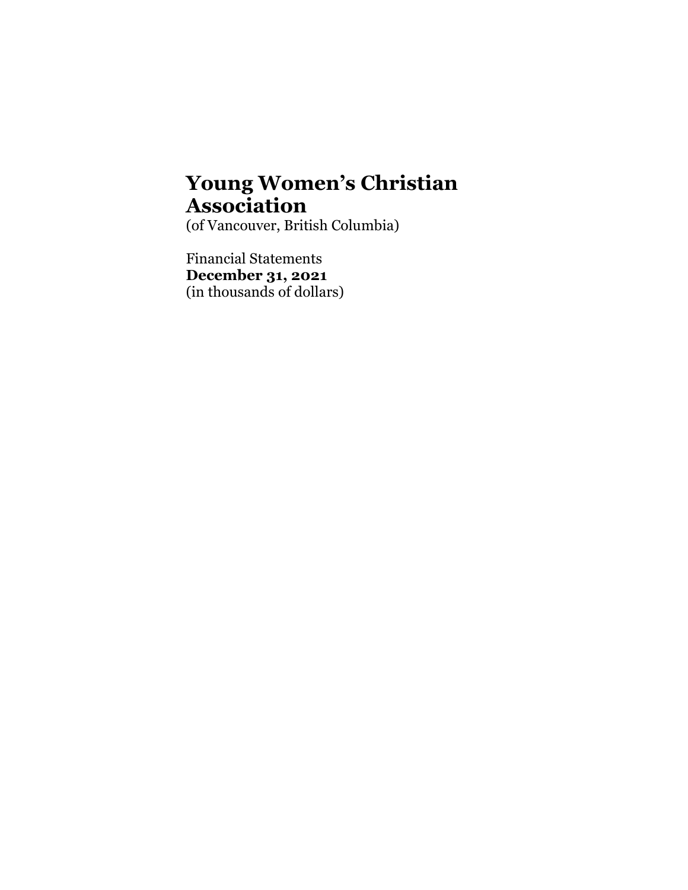# Young Women's Christian Association

(of Vancouver, British Columbia)

Financial Statements

**December 31, 2021**

(in thousands of dollars)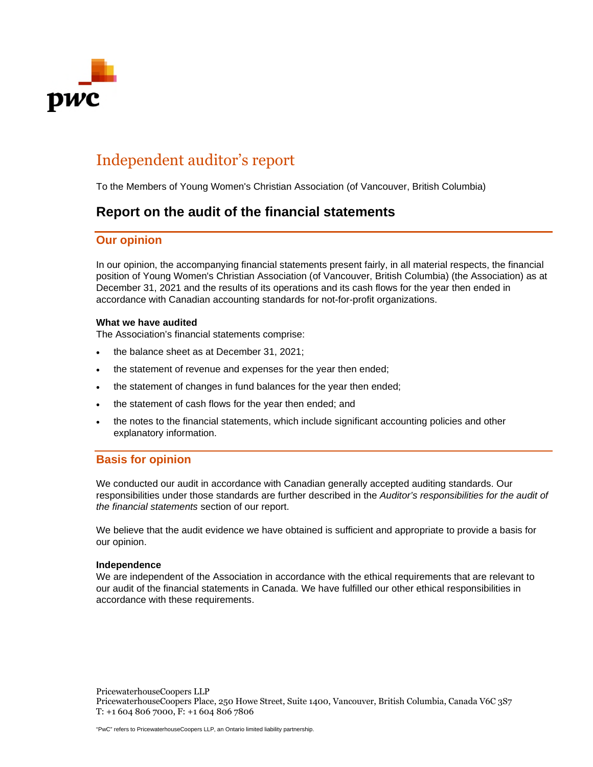# Independent auditor's report

To the Members of Young Women's Christian Association (of Vancouver, British Columbia)

## Report on the audit of the financial statements

### Our opinion

In our opinion, the accompanying financial statements present fairly, in all material respects, the financial position of Young Women's Christian Association (of Vancouver, British Columbia) (the Association) as at December 31, 2021 and the results of its operations and its cash flows for the year then ended in accordance with Canadian accounting standards for not-for-profit organizations.

**What we have audited**

The Association's financial statements comprise:

- the balance sheet as at December 31, 2021;
- the statement of revenue and expenses for the year then ended;
- the statement of changes in fund balances for the year then ended;
- the statement of cash flows for the year then ended; and
- the notes to the financial statements, which include significant accounting policies and other explanatory information.

### Basis for opinion

We conducted our audit in accordance with Canadian generally accepted auditing standards. Our responsibilities under those standards are further described in the *Auditor's responsibilities for the audit of the financial statements* section of our report.

We believe that the audit evidence we have obtained is sufficient and appropriate to provide a basis for our opinion.

**Independence**

We are independent of the Association in accordance with the ethical requirements that are relevant to our audit of the financial statements in Canada. We have fulfilled our other ethical responsibilities in accordance with these requirements.

PricewaterhouseCoopers LLP
PricewaterhouseCoopers Place, 250 Howe Street, Suite 1400, Vancouver, British Columbia, Canada V6C 3S7
T: +1 604 806 7000, F: +1 604 806 7806

"PwC" refers to PricewaterhouseCoopers LLP, an Ontario limited liability partnership.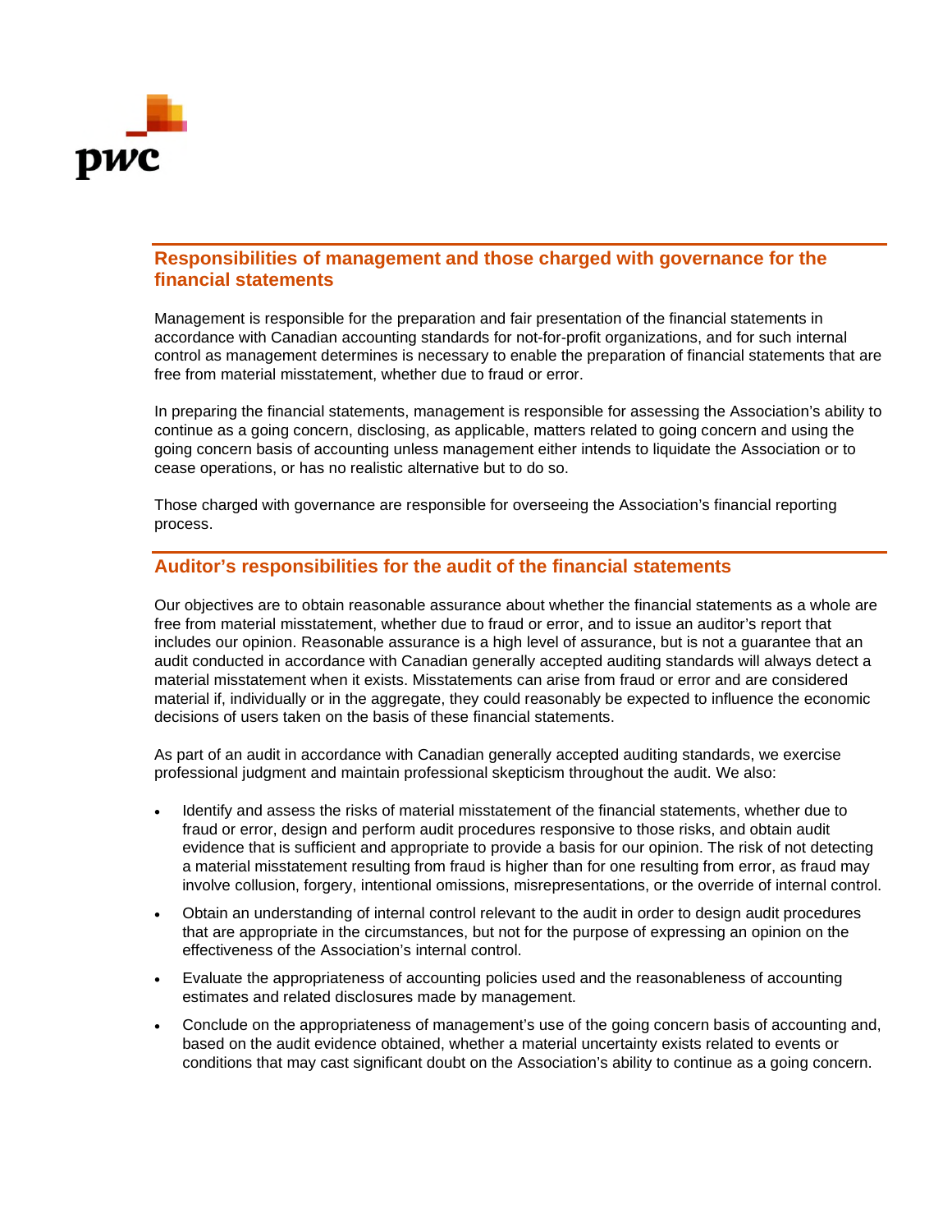## Responsibilities of management and those charged with governance for the financial statements

Management is responsible for the preparation and fair presentation of the financial statements in accordance with Canadian accounting standards for not-for-profit organizations, and for such internal control as management determines is necessary to enable the preparation of financial statements that are free from material misstatement, whether due to fraud or error.

In preparing the financial statements, management is responsible for assessing the Association's ability to continue as a going concern, disclosing, as applicable, matters related to going concern and using the going concern basis of accounting unless management either intends to liquidate the Association or to cease operations, or has no realistic alternative but to do so.

Those charged with governance are responsible for overseeing the Association's financial reporting process.

## Auditor's responsibilities for the audit of the financial statements

Our objectives are to obtain reasonable assurance about whether the financial statements as a whole are free from material misstatement, whether due to fraud or error, and to issue an auditor's report that includes our opinion. Reasonable assurance is a high level of assurance, but is not a guarantee that an audit conducted in accordance with Canadian generally accepted auditing standards will always detect a material misstatement when it exists. Misstatements can arise from fraud or error and are considered material if, individually or in the aggregate, they could reasonably be expected to influence the economic decisions of users taken on the basis of these financial statements.

As part of an audit in accordance with Canadian generally accepted auditing standards, we exercise professional judgment and maintain professional skepticism throughout the audit. We also:

- Identify and assess the risks of material misstatement of the financial statements, whether due to fraud or error, design and perform audit procedures responsive to those risks, and obtain audit evidence that is sufficient and appropriate to provide a basis for our opinion. The risk of not detecting a material misstatement resulting from fraud is higher than for one resulting from error, as fraud may involve collusion, forgery, intentional omissions, misrepresentations, or the override of internal control.
- Obtain an understanding of internal control relevant to the audit in order to design audit procedures that are appropriate in the circumstances, but not for the purpose of expressing an opinion on the effectiveness of the Association's internal control.
- Evaluate the appropriateness of accounting policies used and the reasonableness of accounting estimates and related disclosures made by management.
- Conclude on the appropriateness of management's use of the going concern basis of accounting and, based on the audit evidence obtained, whether a material uncertainty exists related to events or conditions that may cast significant doubt on the Association's ability to continue as a going concern.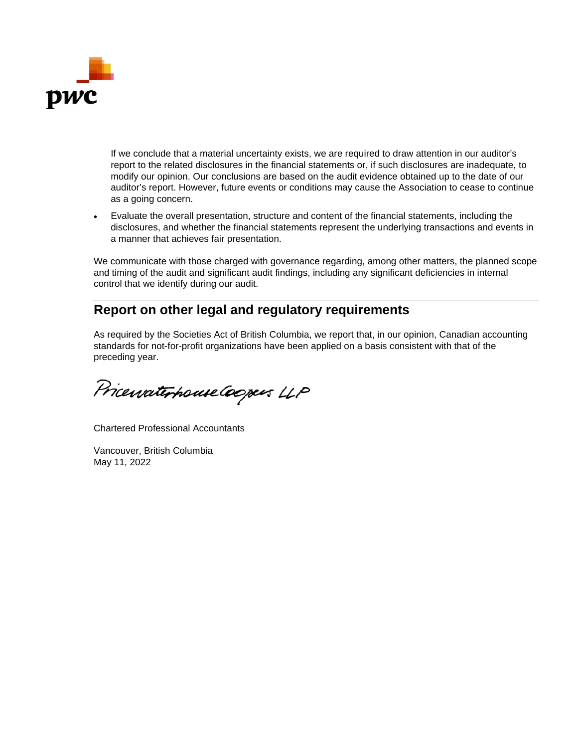If we conclude that a material uncertainty exists, we are required to draw attention in our auditor's report to the related disclosures in the financial statements or, if such disclosures are inadequate, to modify our opinion. Our conclusions are based on the audit evidence obtained up to the date of our auditor's report. However, future events or conditions may cause the Association to cease to continue as a going concern.

- Evaluate the overall presentation, structure and content of the financial statements, including the disclosures, and whether the financial statements represent the underlying transactions and events in a manner that achieves fair presentation.

We communicate with those charged with governance regarding, among other matters, the planned scope and timing of the audit and significant audit findings, including any significant deficiencies in internal control that we identify during our audit.

## Report on other legal and regulatory requirements

As required by the Societies Act of British Columbia, we report that, in our opinion, Canadian accounting standards for not-for-profit organizations have been applied on a basis consistent with that of the preceding year.

PricewaterhouseCoopers LLP

Chartered Professional Accountants

Vancouver, British Columbia
May 11, 2022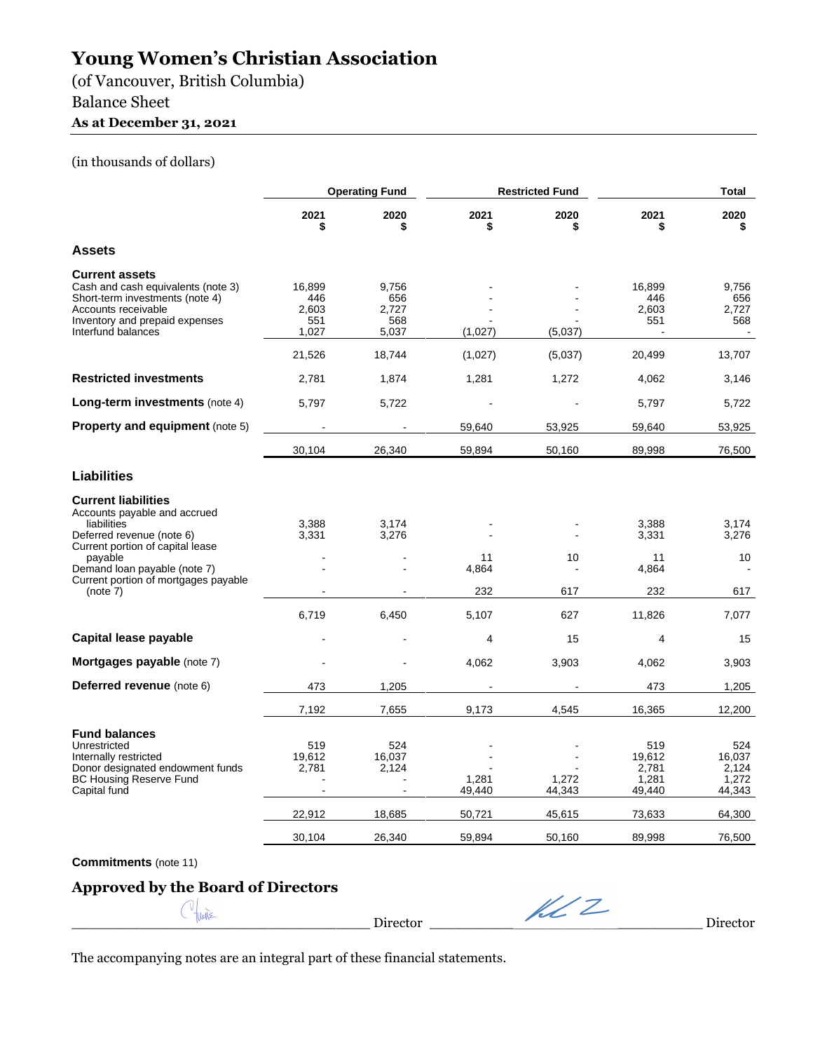# Young Women's Christian Association

(of Vancouver, British Columbia)

Balance Sheet

**As at December 31, 2021**

(in thousands of dollars)

| | Operating Fund | | Restricted Fund | | Total | |
|---|---|---|---|---|---|---|
| | 2021 $ | 2020 $ | 2021 $ | 2020 $ | 2021 $ | 2020 $ |
| **Assets** | | | | | | |
| **Current assets** | | | | | | |
| Cash and cash equivalents (note 3) | 16,899 | 9,756 | - | - | 16,899 | 9,756 |
| Short-term investments (note 4) | 446 | 656 | - | - | 446 | 656 |
| Accounts receivable | 2,603 | 2,727 | - | - | 2,603 | 2,727 |
| Inventory and prepaid expenses | 551 | 568 | - | - | 551 | 568 |
| Interfund balances | 1,027 | 5,037 | (1,027) | (5,037) | - | - |
| | 21,526 | 18,744 | (1,027) | (5,037) | 20,499 | 13,707 |
| **Restricted investments** | 2,781 | 1,874 | 1,281 | 1,272 | 4,062 | 3,146 |
| **Long-term investments** (note 4) | 5,797 | 5,722 | - | - | 5,797 | 5,722 |
| **Property and equipment** (note 5) | - | - | 59,640 | 53,925 | 59,640 | 53,925 |
| | 30,104 | 26,340 | 59,894 | 50,160 | 89,998 | 76,500 |
| **Liabilities** | | | | | | |
| **Current liabilities** | | | | | | |
| Accounts payable and accrued liabilities | 3,388 | 3,174 | - | - | 3,388 | 3,174 |
| Deferred revenue (note 6) | 3,331 | 3,276 | - | - | 3,331 | 3,276 |
| Current portion of capital lease payable | - | - | 11 | 10 | 11 | 10 |
| Demand loan payable (note 7) | - | - | 4,864 | - | 4,864 | - |
| Current portion of mortgages payable (note 7) | - | - | 232 | 617 | 232 | 617 |
| | 6,719 | 6,450 | 5,107 | 627 | 11,826 | 7,077 |
| **Capital lease payable** | - | - | 4 | 15 | 4 | 15 |
| **Mortgages payable** (note 7) | - | - | 4,062 | 3,903 | 4,062 | 3,903 |
| **Deferred revenue** (note 6) | 473 | 1,205 | - | - | 473 | 1,205 |
| | 7,192 | 7,655 | 9,173 | 4,545 | 16,365 | 12,200 |
| **Fund balances** | | | | | | |
| Unrestricted | 519 | 524 | - | - | 519 | 524 |
| Internally restricted | 19,612 | 16,037 | - | - | 19,612 | 16,037 |
| Donor designated endowment funds | 2,781 | 2,124 | - | - | 2,781 | 2,124 |
| BC Housing Reserve Fund | - | - | 1,281 | 1,272 | 1,281 | 1,272 |
| Capital fund | - | - | 49,440 | 44,343 | 49,440 | 44,343 |
| | 22,912 | 18,685 | 50,721 | 45,615 | 73,633 | 64,300 |
| | 30,104 | 26,340 | 59,894 | 50,160 | 89,998 | 76,500 |

**Commitments** (note 11)

## Approved by the Board of Directors

_______________________ Director _______________________ Director

The accompanying notes are an integral part of these financial statements.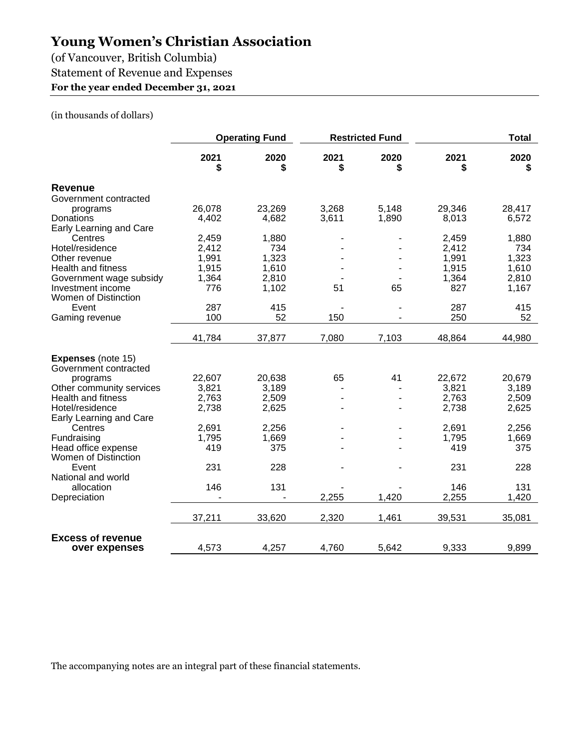# Young Women's Christian Association

(of Vancouver, British Columbia)

Statement of Revenue and Expenses

**For the year ended December 31, 2021**

(in thousands of dollars)

| | Operating Fund | | Restricted Fund | | Total | |
|---|---|---|---|---|---|---|
| | 2021<br>$ | 2020<br>$ | 2021<br>$ | 2020<br>$ | 2021<br>$ | 2020<br>$ |
| **Revenue** | | | | | | |
| Government contracted programs | 26,078 | 23,269 | 3,268 | 5,148 | 29,346 | 28,417 |
| Donations | 4,402 | 4,682 | 3,611 | 1,890 | 8,013 | 6,572 |
| Early Learning and Care Centres | 2,459 | 1,880 | - | - | 2,459 | 1,880 |
| Hotel/residence | 2,412 | 734 | - | - | 2,412 | 734 |
| Other revenue | 1,991 | 1,323 | - | - | 1,991 | 1,323 |
| Health and fitness | 1,915 | 1,610 | - | - | 1,915 | 1,610 |
| Government wage subsidy | 1,364 | 2,810 | - | - | 1,364 | 2,810 |
| Investment income | 776 | 1,102 | 51 | 65 | 827 | 1,167 |
| Women of Distinction Event | 287 | 415 | - | - | 287 | 415 |
| Gaming revenue | 100 | 52 | 150 | - | 250 | 52 |
| | 41,784 | 37,877 | 7,080 | 7,103 | 48,864 | 44,980 |
| **Expenses** (note 15) | | | | | | |
| Government contracted programs | 22,607 | 20,638 | 65 | 41 | 22,672 | 20,679 |
| Other community services | 3,821 | 3,189 | - | - | 3,821 | 3,189 |
| Health and fitness | 2,763 | 2,509 | - | - | 2,763 | 2,509 |
| Hotel/residence | 2,738 | 2,625 | - | - | 2,738 | 2,625 |
| Early Learning and Care Centres | 2,691 | 2,256 | - | - | 2,691 | 2,256 |
| Fundraising | 1,795 | 1,669 | - | - | 1,795 | 1,669 |
| Head office expense | 419 | 375 | - | - | 419 | 375 |
| Women of Distinction Event | 231 | 228 | - | - | 231 | 228 |
| National and world allocation | 146 | 131 | - | - | 146 | 131 |
| Depreciation | - | - | 2,255 | 1,420 | 2,255 | 1,420 |
| | 37,211 | 33,620 | 2,320 | 1,461 | 39,531 | 35,081 |
| **Excess of revenue over expenses** | 4,573 | 4,257 | 4,760 | 5,642 | 9,333 | 9,899 |

The accompanying notes are an integral part of these financial statements.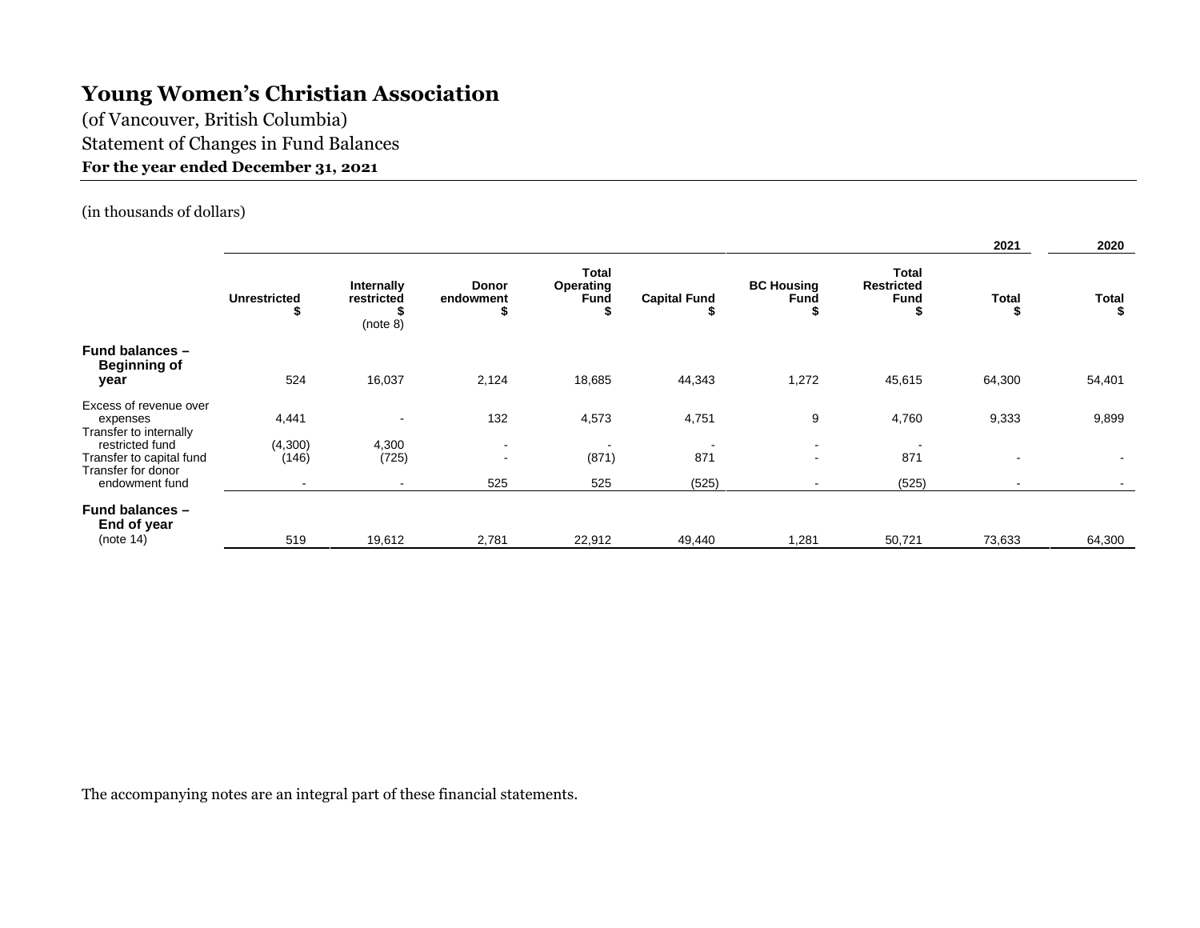# Young Women's Christian Association

(of Vancouver, British Columbia)

Statement of Changes in Fund Balances

**For the year ended December 31, 2021**

(in thousands of dollars)

| | Unrestricted $ | Internally restricted $ (note 8) | Donor endowment $ | Total Operating Fund $ | Capital Fund $ | BC Housing Fund $ | Total Restricted Fund $ | 2021 Total $ | 2020 Total $ |
|---|---|---|---|---|---|---|---|---|---|
| **Fund balances – Beginning of year** | 524 | 16,037 | 2,124 | 18,685 | 44,343 | 1,272 | 45,615 | 64,300 | 54,401 |
| Excess of revenue over expenses | 4,441 | - | 132 | 4,573 | 4,751 | 9 | 4,760 | 9,333 | 9,899 |
| Transfer to internally restricted fund | (4,300) | 4,300 | - | - | - | - | - | | |
| Transfer to capital fund | (146) | (725) | - | (871) | 871 | - | 871 | - | - |
| Transfer for donor endowment fund | - | - | 525 | 525 | (525) | - | (525) | - | - |
| **Fund balances – End of year** (note 14) | 519 | 19,612 | 2,781 | 22,912 | 49,440 | 1,281 | 50,721 | 73,633 | 64,300 |

The accompanying notes are an integral part of these financial statements.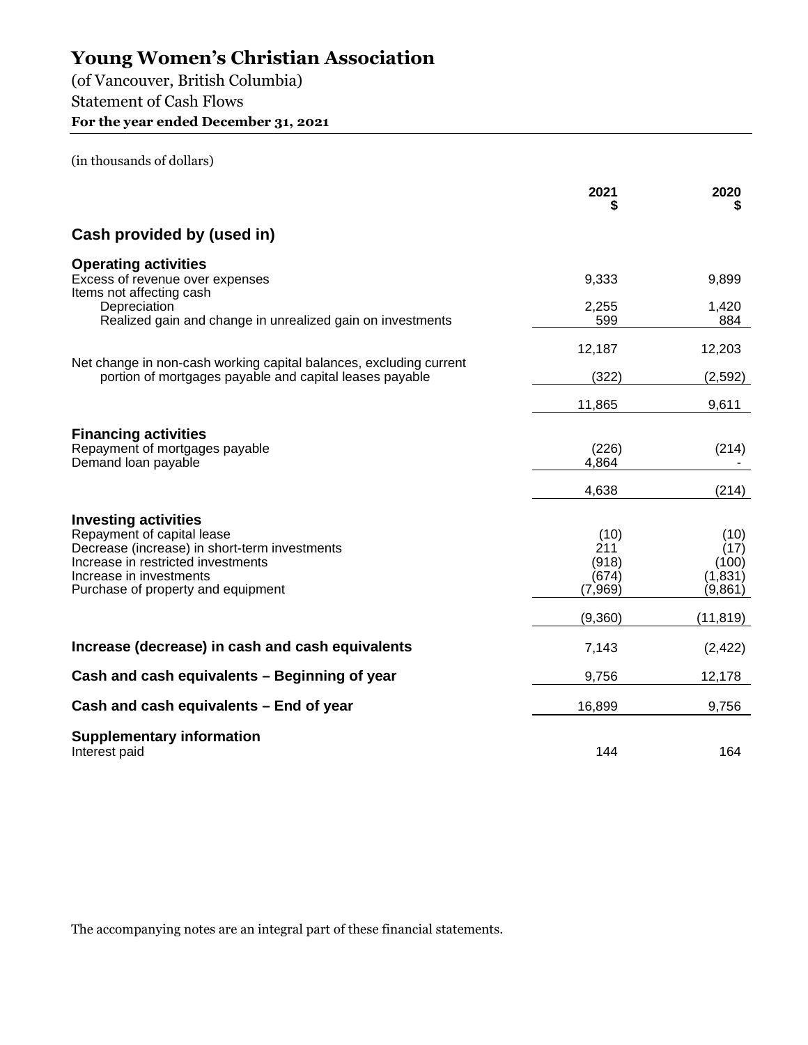# Young Women's Christian Association

(of Vancouver, British Columbia)

Statement of Cash Flows

**For the year ended December 31, 2021**

(in thousands of dollars)

| | 2021<br>$ | 2020<br>$ |
|---|---|---|
| **Cash provided by (used in)** | | |
| **Operating activities** | | |
| Excess of revenue over expenses | 9,333 | 9,899 |
| Items not affecting cash | | |
| Depreciation | 2,255 | 1,420 |
| Realized gain and change in unrealized gain on investments | 599 | 884 |
| | 12,187 | 12,203 |
| Net change in non-cash working capital balances, excluding current portion of mortgages payable and capital leases payable | (322) | (2,592) |
| | 11,865 | 9,611 |
| **Financing activities** | | |
| Repayment of mortgages payable | (226) | (214) |
| Demand loan payable | 4,864 | - |
| | 4,638 | (214) |
| **Investing activities** | | |
| Repayment of capital lease | (10) | (10) |
| Decrease (increase) in short-term investments | 211 | (17) |
| Increase in restricted investments | (918) | (100) |
| Increase in investments | (674) | (1,831) |
| Purchase of property and equipment | (7,969) | (9,861) |
| | (9,360) | (11,819) |
| **Increase (decrease) in cash and cash equivalents** | 7,143 | (2,422) |
| **Cash and cash equivalents – Beginning of year** | 9,756 | 12,178 |
| **Cash and cash equivalents – End of year** | 16,899 | 9,756 |
| **Supplementary information** | | |
| Interest paid | 144 | 164 |

The accompanying notes are an integral part of these financial statements.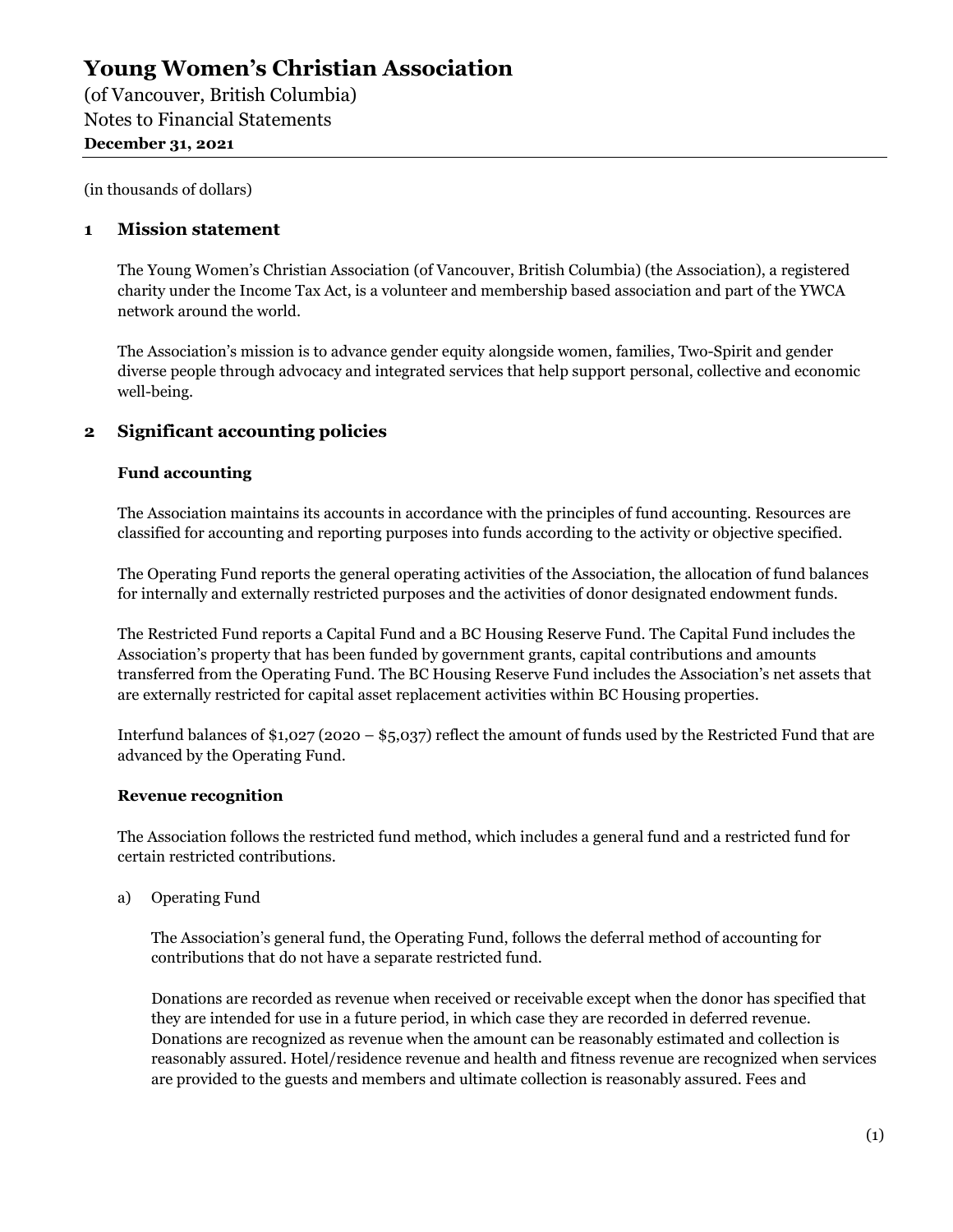# Young Women's Christian Association

(of Vancouver, British Columbia)
Notes to Financial Statements
**December 31, 2021**

(in thousands of dollars)

## 1 Mission statement

The Young Women's Christian Association (of Vancouver, British Columbia) (the Association), a registered charity under the Income Tax Act, is a volunteer and membership based association and part of the YWCA network around the world.

The Association's mission is to advance gender equity alongside women, families, Two-Spirit and gender diverse people through advocacy and integrated services that help support personal, collective and economic well-being.

## 2 Significant accounting policies

### Fund accounting

The Association maintains its accounts in accordance with the principles of fund accounting. Resources are classified for accounting and reporting purposes into funds according to the activity or objective specified.

The Operating Fund reports the general operating activities of the Association, the allocation of fund balances for internally and externally restricted purposes and the activities of donor designated endowment funds.

The Restricted Fund reports a Capital Fund and a BC Housing Reserve Fund. The Capital Fund includes the Association's property that has been funded by government grants, capital contributions and amounts transferred from the Operating Fund. The BC Housing Reserve Fund includes the Association's net assets that are externally restricted for capital asset replacement activities within BC Housing properties.

Interfund balances of $1,027 (2020 – $5,037) reflect the amount of funds used by the Restricted Fund that are advanced by the Operating Fund.

### Revenue recognition

The Association follows the restricted fund method, which includes a general fund and a restricted fund for certain restricted contributions.

a) Operating Fund

The Association's general fund, the Operating Fund, follows the deferral method of accounting for contributions that do not have a separate restricted fund.

Donations are recorded as revenue when received or receivable except when the donor has specified that they are intended for use in a future period, in which case they are recorded in deferred revenue. Donations are recognized as revenue when the amount can be reasonably estimated and collection is reasonably assured. Hotel/residence revenue and health and fitness revenue are recognized when services are provided to the guests and members and ultimate collection is reasonably assured. Fees and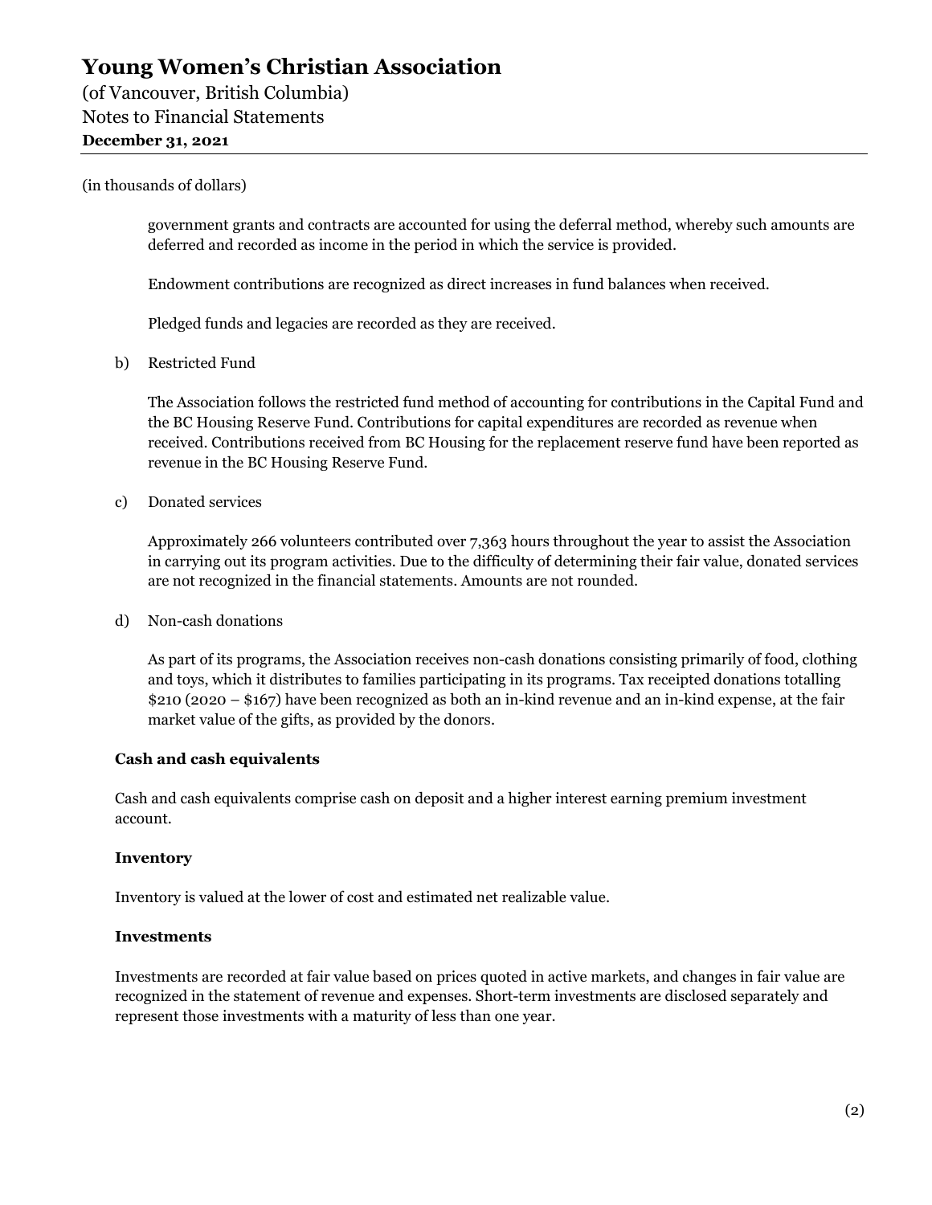(in thousands of dollars)

government grants and contracts are accounted for using the deferral method, whereby such amounts are deferred and recorded as income in the period in which the service is provided.

Endowment contributions are recognized as direct increases in fund balances when received.

Pledged funds and legacies are recorded as they are received.

b) Restricted Fund

The Association follows the restricted fund method of accounting for contributions in the Capital Fund and the BC Housing Reserve Fund. Contributions for capital expenditures are recorded as revenue when received. Contributions received from BC Housing for the replacement reserve fund have been reported as revenue in the BC Housing Reserve Fund.

c) Donated services

Approximately 266 volunteers contributed over 7,363 hours throughout the year to assist the Association in carrying out its program activities. Due to the difficulty of determining their fair value, donated services are not recognized in the financial statements. Amounts are not rounded.

d) Non-cash donations

As part of its programs, the Association receives non-cash donations consisting primarily of food, clothing and toys, which it distributes to families participating in its programs. Tax receipted donations totalling $210 (2020 – $167) have been recognized as both an in-kind revenue and an in-kind expense, at the fair market value of the gifts, as provided by the donors.

**Cash and cash equivalents**

Cash and cash equivalents comprise cash on deposit and a higher interest earning premium investment account.

**Inventory**

Inventory is valued at the lower of cost and estimated net realizable value.

**Investments**

Investments are recorded at fair value based on prices quoted in active markets, and changes in fair value are recognized in the statement of revenue and expenses. Short-term investments are disclosed separately and represent those investments with a maturity of less than one year.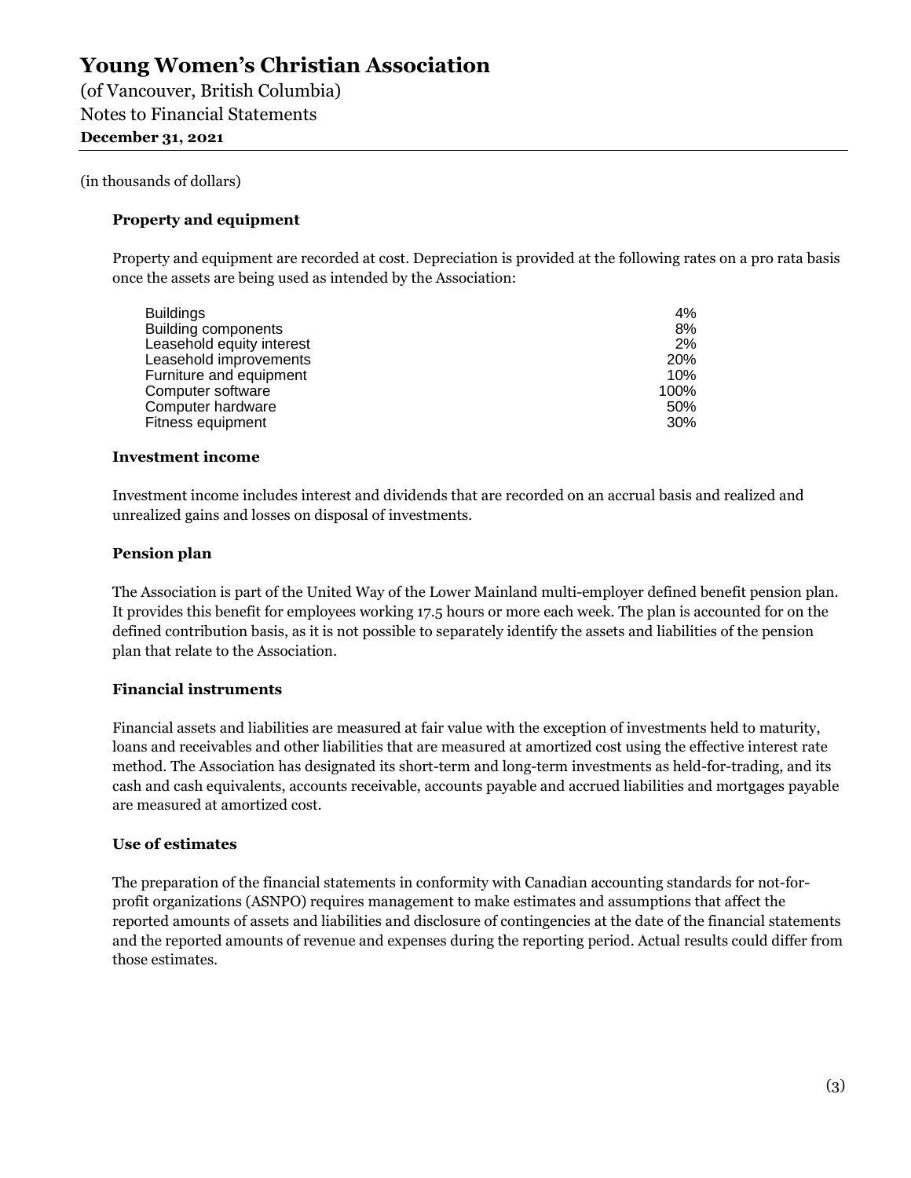(in thousands of dollars)

### Property and equipment

Property and equipment are recorded at cost. Depreciation is provided at the following rates on a pro rata basis once the assets are being used as intended by the Association:

| | |
|---|---|
| Buildings | 4% |
| Building components | 8% |
| Leasehold equity interest | 2% |
| Leasehold improvements | 20% |
| Furniture and equipment | 10% |
| Computer software | 100% |
| Computer hardware | 50% |
| Fitness equipment | 30% |

### Investment income

Investment income includes interest and dividends that are recorded on an accrual basis and realized and unrealized gains and losses on disposal of investments.

### Pension plan

The Association is part of the United Way of the Lower Mainland multi-employer defined benefit pension plan. It provides this benefit for employees working 17.5 hours or more each week. The plan is accounted for on the defined contribution basis, as it is not possible to separately identify the assets and liabilities of the pension plan that relate to the Association.

### Financial instruments

Financial assets and liabilities are measured at fair value with the exception of investments held to maturity, loans and receivables and other liabilities that are measured at amortized cost using the effective interest rate method. The Association has designated its short-term and long-term investments as held-for-trading, and its cash and cash equivalents, accounts receivable, accounts payable and accrued liabilities and mortgages payable are measured at amortized cost.

### Use of estimates

The preparation of the financial statements in conformity with Canadian accounting standards for not-for-profit organizations (ASNPO) requires management to make estimates and assumptions that affect the reported amounts of assets and liabilities and disclosure of contingencies at the date of the financial statements and the reported amounts of revenue and expenses during the reporting period. Actual results could differ from those estimates.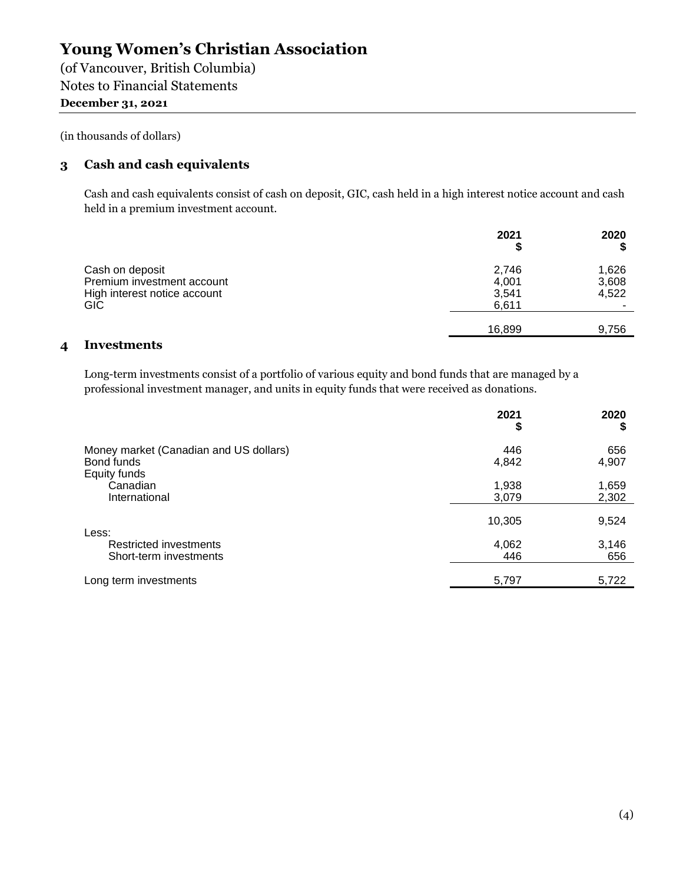# Young Women's Christian Association

(of Vancouver, British Columbia)
Notes to Financial Statements
**December 31, 2021**

(in thousands of dollars)

## 3 Cash and cash equivalents

Cash and cash equivalents consist of cash on deposit, GIC, cash held in a high interest notice account and cash held in a premium investment account.

| | 2021 $ | 2020 $ |
|---|---|---|
| Cash on deposit | 2,746 | 1,626 |
| Premium investment account | 4,001 | 3,608 |
| High interest notice account | 3,541 | 4,522 |
| GIC | 6,611 | - |
| | 16,899 | 9,756 |

## 4 Investments

Long-term investments consist of a portfolio of various equity and bond funds that are managed by a professional investment manager, and units in equity funds that were received as donations.

| | 2021 $ | 2020 $ |
|---|---|---|
| Money market (Canadian and US dollars) | 446 | 656 |
| Bond funds | 4,842 | 4,907 |
| Equity funds | | |
| Canadian | 1,938 | 1,659 |
| International | 3,079 | 2,302 |
| | 10,305 | 9,524 |
| Less: | | |
| Restricted investments | 4,062 | 3,146 |
| Short-term investments | 446 | 656 |
| Long term investments | 5,797 | 5,722 |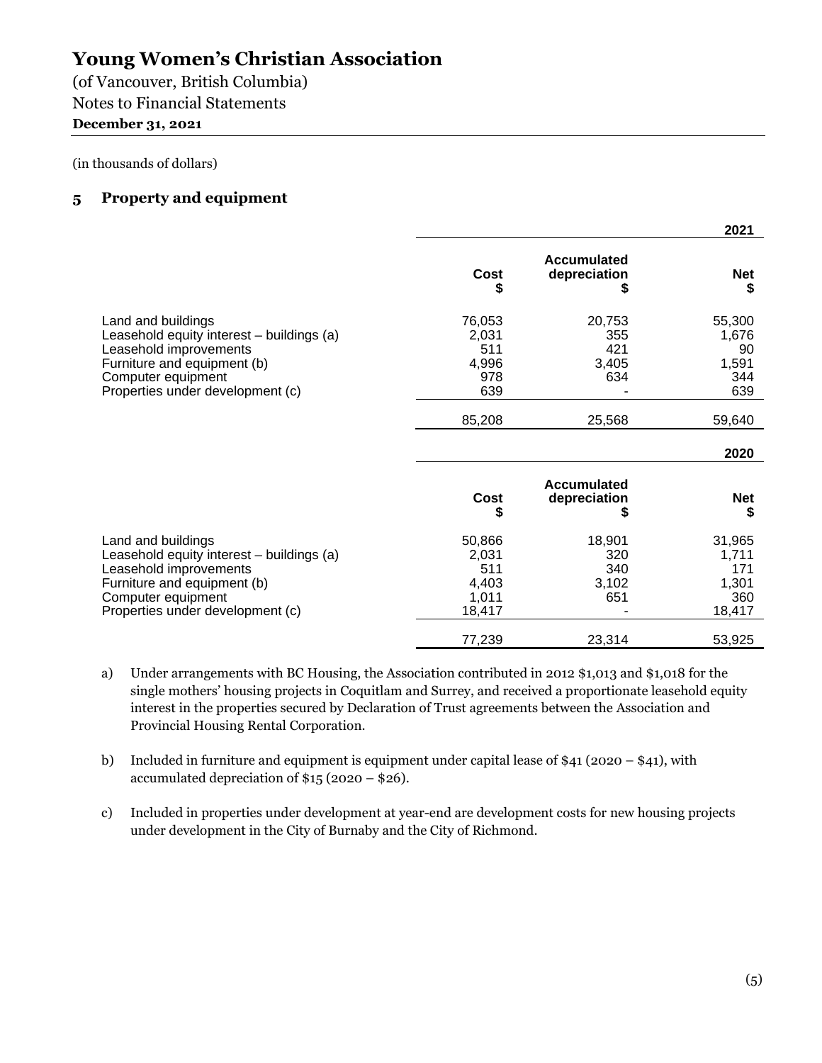# Young Women's Christian Association

(of Vancouver, British Columbia)
Notes to Financial Statements
**December 31, 2021**

(in thousands of dollars)

## 5 Property and equipment

| | | | **2021** |
|---|---|---|---|
| | **Cost $** | **Accumulated depreciation $** | **Net $** |
| Land and buildings | 76,053 | 20,753 | 55,300 |
| Leasehold equity interest – buildings (a) | 2,031 | 355 | 1,676 |
| Leasehold improvements | 511 | 421 | 90 |
| Furniture and equipment (b) | 4,996 | 3,405 | 1,591 |
| Computer equipment | 978 | 634 | 344 |
| Properties under development (c) | 639 | - | 639 |
| | 85,208 | 25,568 | 59,640 |

| | | | **2020** |
|---|---|---|---|
| | **Cost $** | **Accumulated depreciation $** | **Net $** |
| Land and buildings | 50,866 | 18,901 | 31,965 |
| Leasehold equity interest – buildings (a) | 2,031 | 320 | 1,711 |
| Leasehold improvements | 511 | 340 | 171 |
| Furniture and equipment (b) | 4,403 | 3,102 | 1,301 |
| Computer equipment | 1,011 | 651 | 360 |
| Properties under development (c) | 18,417 | - | 18,417 |
| | 77,239 | 23,314 | 53,925 |

a) Under arrangements with BC Housing, the Association contributed in 2012 $1,013 and $1,018 for the single mothers' housing projects in Coquitlam and Surrey, and received a proportionate leasehold equity interest in the properties secured by Declaration of Trust agreements between the Association and Provincial Housing Rental Corporation.

b) Included in furniture and equipment is equipment under capital lease of $41 (2020 – $41), with accumulated depreciation of $15 (2020 – $26).

c) Included in properties under development at year-end are development costs for new housing projects under development in the City of Burnaby and the City of Richmond.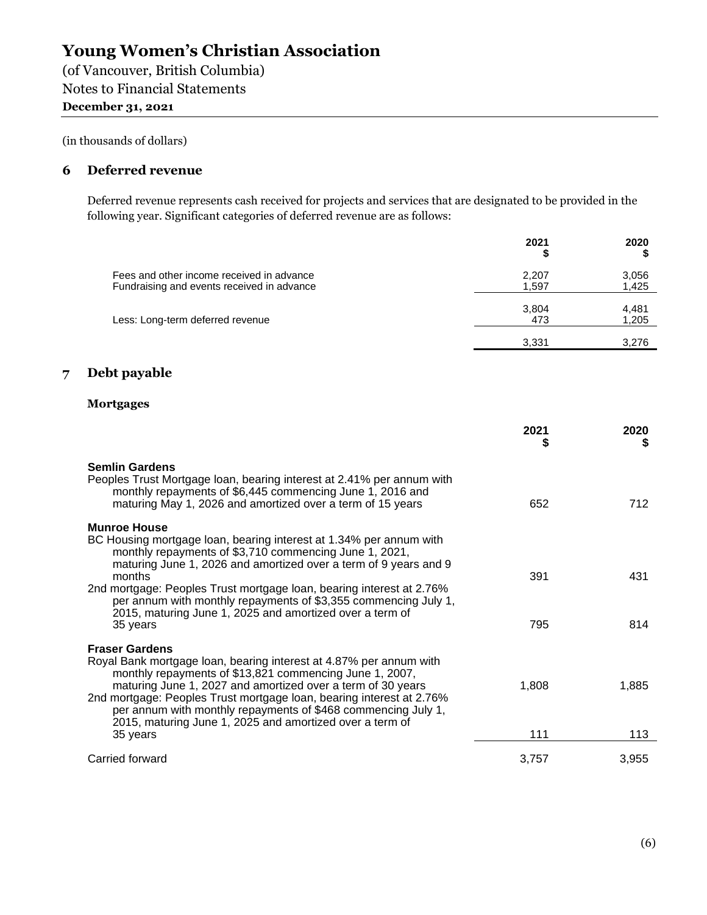# Young Women's Christian Association

(of Vancouver, British Columbia)
Notes to Financial Statements
**December 31, 2021**

(in thousands of dollars)

## 6 Deferred revenue

Deferred revenue represents cash received for projects and services that are designated to be provided in the following year. Significant categories of deferred revenue are as follows:

| | 2021 $ | 2020 $ |
|---|---|---|
| Fees and other income received in advance | 2,207 | 3,056 |
| Fundraising and events received in advance | 1,597 | 1,425 |
| | 3,804 | 4,481 |
| Less: Long-term deferred revenue | 473 | 1,205 |
| | 3,331 | 3,276 |

## 7 Debt payable

### Mortgages

| | 2021 $ | 2020 $ |
|---|---|---|
| **Semlin Gardens** | | |
| Peoples Trust Mortgage loan, bearing interest at 2.41% per annum with monthly repayments of $6,445 commencing June 1, 2016 and maturing May 1, 2026 and amortized over a term of 15 years | 652 | 712 |
| **Munroe House** | | |
| BC Housing mortgage loan, bearing interest at 1.34% per annum with monthly repayments of $3,710 commencing June 1, 2021, maturing June 1, 2026 and amortized over a term of 9 years and 9 months | 391 | 431 |
| 2nd mortgage: Peoples Trust mortgage loan, bearing interest at 2.76% per annum with monthly repayments of $3,355 commencing July 1, 2015, maturing June 1, 2025 and amortized over a term of 35 years | 795 | 814 |
| **Fraser Gardens** | | |
| Royal Bank mortgage loan, bearing interest at 4.87% per annum with monthly repayments of $13,821 commencing June 1, 2007, maturing June 1, 2027 and amortized over a term of 30 years | 1,808 | 1,885 |
| 2nd mortgage: Peoples Trust mortgage loan, bearing interest at 2.76% per annum with monthly repayments of $468 commencing July 1, 2015, maturing June 1, 2025 and amortized over a term of 35 years | 111 | 113 |
| Carried forward | 3,757 | 3,955 |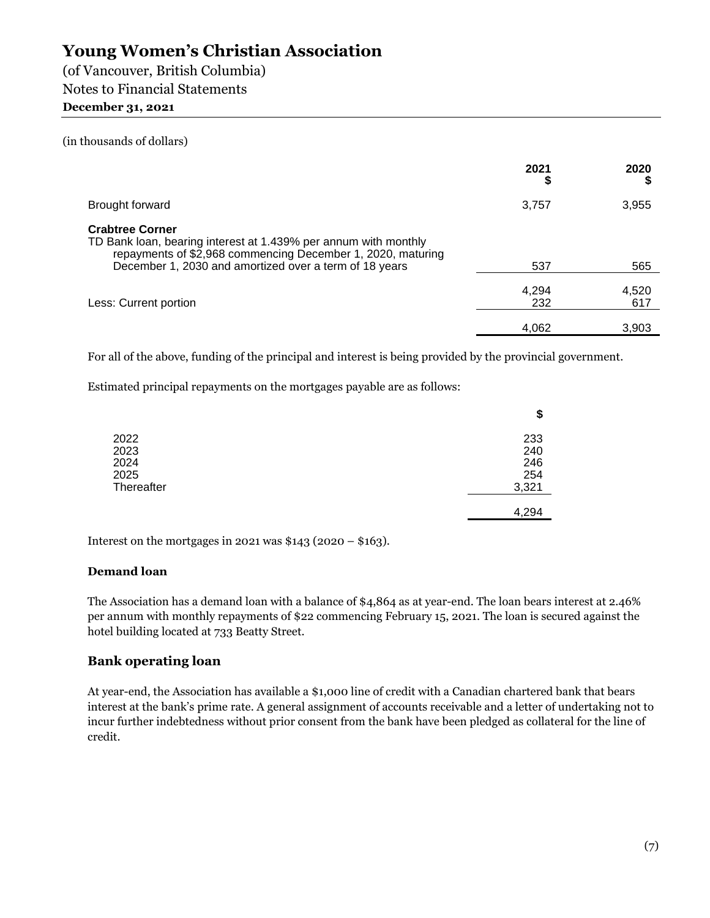# Young Women's Christian Association

(of Vancouver, British Columbia)
Notes to Financial Statements
**December 31, 2021**

(in thousands of dollars)

| | 2021 $ | 2020 $ |
|---|---|---|
| Brought forward | 3,757 | 3,955 |
| **Crabtree Corner**<br>TD Bank loan, bearing interest at 1.439% per annum with monthly repayments of $2,968 commencing December 1, 2020, maturing December 1, 2030 and amortized over a term of 18 years | 537 | 565 |
| | 4,294 | 4,520 |
| Less: Current portion | 232 | 617 |
| | 4,062 | 3,903 |

For all of the above, funding of the principal and interest is being provided by the provincial government.

Estimated principal repayments on the mortgages payable are as follows:

| | $ |
|---|---|
| 2022 | 233 |
| 2023 | 240 |
| 2024 | 246 |
| 2025 | 254 |
| Thereafter | 3,321 |
| | 4,294 |

Interest on the mortgages in 2021 was $143 (2020 – $163).

**Demand loan**

The Association has a demand loan with a balance of $4,864 as at year-end. The loan bears interest at 2.46% per annum with monthly repayments of $22 commencing February 15, 2021. The loan is secured against the hotel building located at 733 Beatty Street.

## Bank operating loan

At year-end, the Association has available a $1,000 line of credit with a Canadian chartered bank that bears interest at the bank's prime rate. A general assignment of accounts receivable and a letter of undertaking not to incur further indebtedness without prior consent from the bank have been pledged as collateral for the line of credit.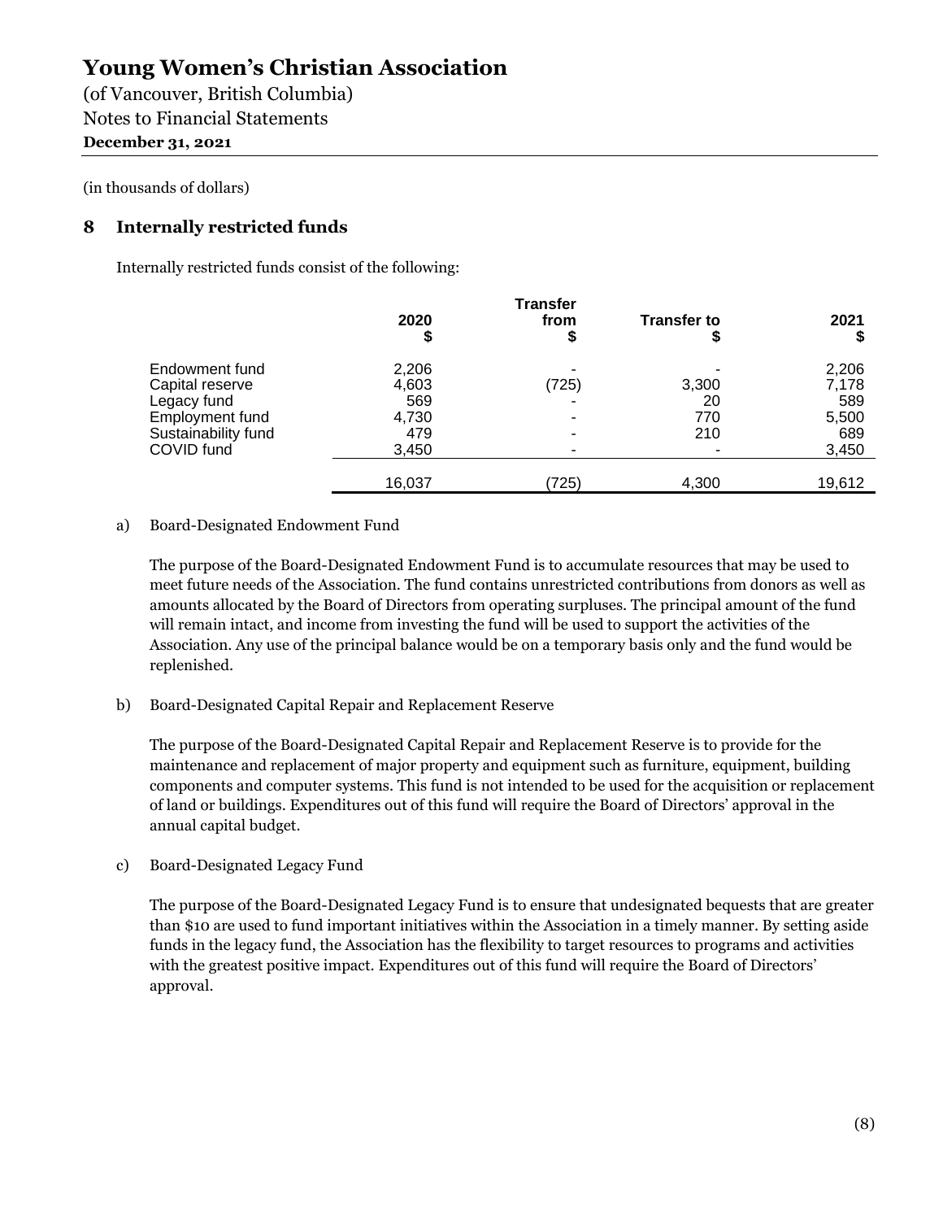# Young Women's Christian Association

(of Vancouver, British Columbia)
Notes to Financial Statements
**December 31, 2021**

(in thousands of dollars)

## 8 Internally restricted funds

Internally restricted funds consist of the following:

| | 2020 $ | Transfer from $ | Transfer to $ | 2021 $ |
|---|---|---|---|---|
| Endowment fund | 2,206 | - | - | 2,206 |
| Capital reserve | 4,603 | (725) | 3,300 | 7,178 |
| Legacy fund | 569 | - | 20 | 589 |
| Employment fund | 4,730 | - | 770 | 5,500 |
| Sustainability fund | 479 | - | 210 | 689 |
| COVID fund | 3,450 | - | - | 3,450 |
| | 16,037 | (725) | 4,300 | 19,612 |

a) Board-Designated Endowment Fund

The purpose of the Board-Designated Endowment Fund is to accumulate resources that may be used to meet future needs of the Association. The fund contains unrestricted contributions from donors as well as amounts allocated by the Board of Directors from operating surpluses. The principal amount of the fund will remain intact, and income from investing the fund will be used to support the activities of the Association. Any use of the principal balance would be on a temporary basis only and the fund would be replenished.

b) Board-Designated Capital Repair and Replacement Reserve

The purpose of the Board-Designated Capital Repair and Replacement Reserve is to provide for the maintenance and replacement of major property and equipment such as furniture, equipment, building components and computer systems. This fund is not intended to be used for the acquisition or replacement of land or buildings. Expenditures out of this fund will require the Board of Directors' approval in the annual capital budget.

c) Board-Designated Legacy Fund

The purpose of the Board-Designated Legacy Fund is to ensure that undesignated bequests that are greater than $10 are used to fund important initiatives within the Association in a timely manner. By setting aside funds in the legacy fund, the Association has the flexibility to target resources to programs and activities with the greatest positive impact. Expenditures out of this fund will require the Board of Directors' approval.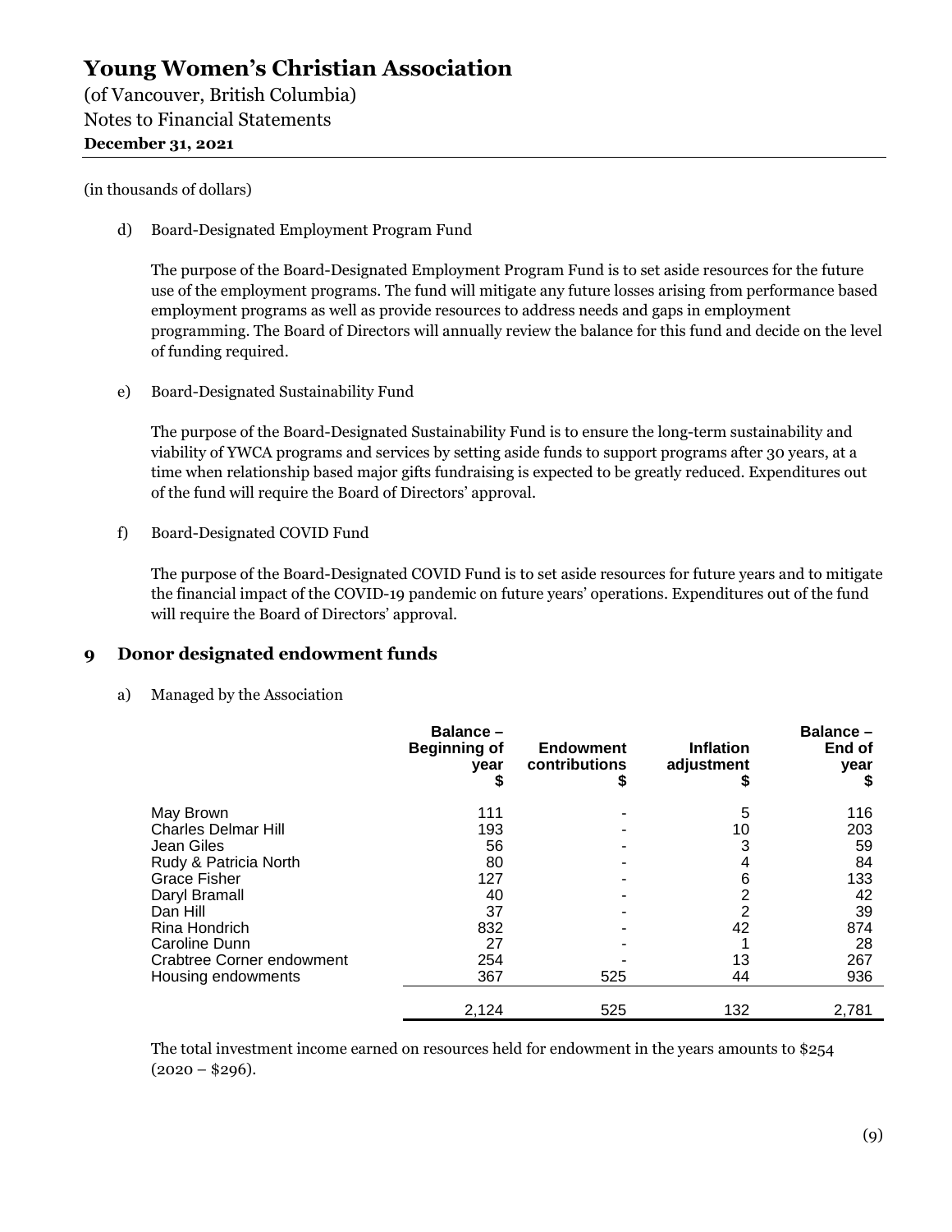(in thousands of dollars)

d) Board-Designated Employment Program Fund

The purpose of the Board-Designated Employment Program Fund is to set aside resources for the future use of the employment programs. The fund will mitigate any future losses arising from performance based employment programs as well as provide resources to address needs and gaps in employment programming. The Board of Directors will annually review the balance for this fund and decide on the level of funding required.

e) Board-Designated Sustainability Fund

The purpose of the Board-Designated Sustainability Fund is to ensure the long-term sustainability and viability of YWCA programs and services by setting aside funds to support programs after 30 years, at a time when relationship based major gifts fundraising is expected to be greatly reduced. Expenditures out of the fund will require the Board of Directors' approval.

f) Board-Designated COVID Fund

The purpose of the Board-Designated COVID Fund is to set aside resources for future years and to mitigate the financial impact of the COVID-19 pandemic on future years' operations. Expenditures out of the fund will require the Board of Directors' approval.

## 9 Donor designated endowment funds

a) Managed by the Association

| | Balance – Beginning of year $ | Endowment contributions $ | Inflation adjustment $ | Balance – End of year $ |
|---|---|---|---|---|
| May Brown | 111 | - | 5 | 116 |
| Charles Delmar Hill | 193 | - | 10 | 203 |
| Jean Giles | 56 | - | 3 | 59 |
| Rudy & Patricia North | 80 | - | 4 | 84 |
| Grace Fisher | 127 | - | 6 | 133 |
| Daryl Bramall | 40 | - | 2 | 42 |
| Dan Hill | 37 | - | 2 | 39 |
| Rina Hondrich | 832 | - | 42 | 874 |
| Caroline Dunn | 27 | - | 1 | 28 |
| Crabtree Corner endowment | 254 | - | 13 | 267 |
| Housing endowments | 367 | 525 | 44 | 936 |
| | 2,124 | 525 | 132 | 2,781 |

The total investment income earned on resources held for endowment in the years amounts to $254 (2020 – $296).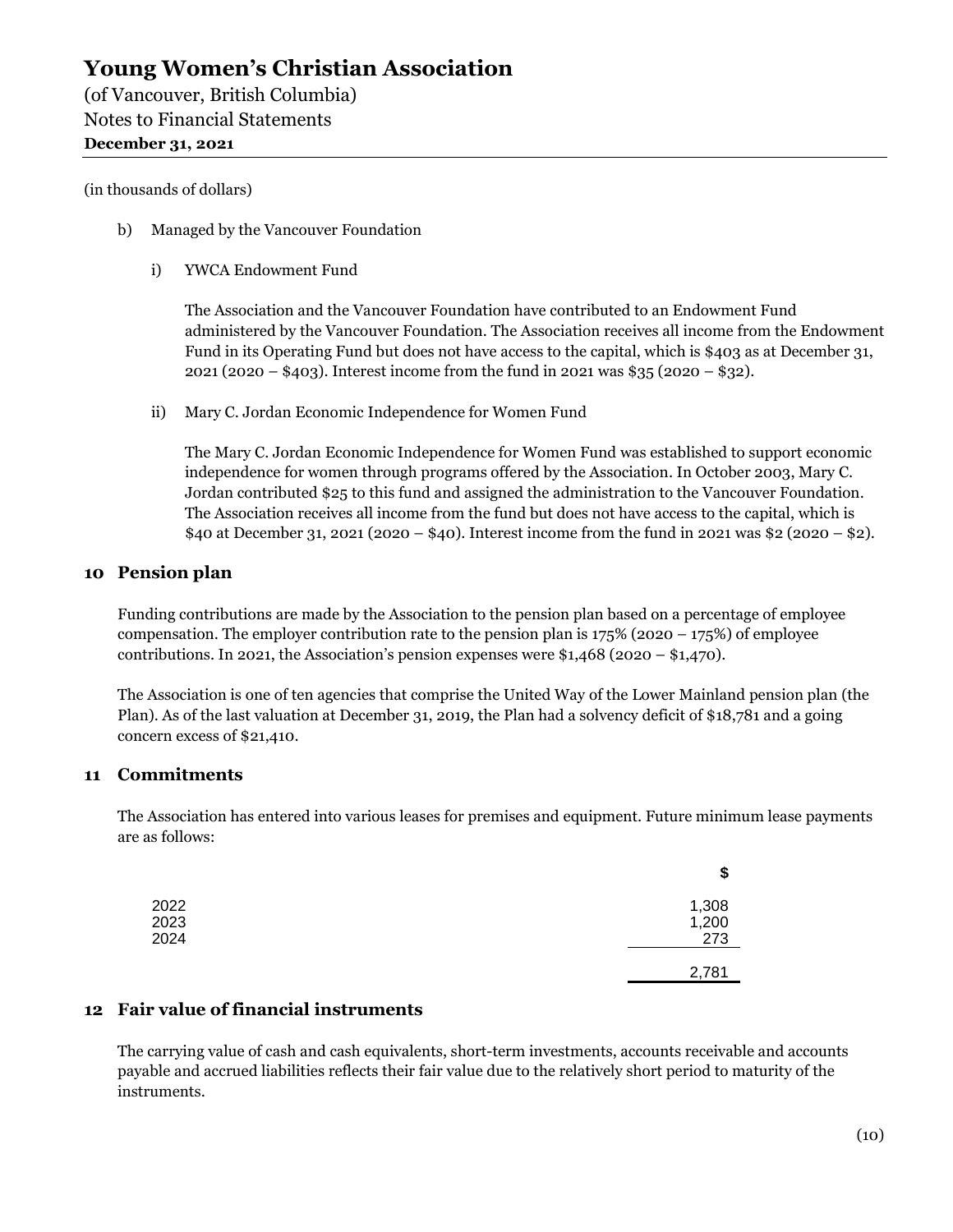(in thousands of dollars)

b) Managed by the Vancouver Foundation

i) YWCA Endowment Fund

The Association and the Vancouver Foundation have contributed to an Endowment Fund administered by the Vancouver Foundation. The Association receives all income from the Endowment Fund in its Operating Fund but does not have access to the capital, which is $403 as at December 31, 2021 (2020 – $403). Interest income from the fund in 2021 was $35 (2020 – $32).

ii) Mary C. Jordan Economic Independence for Women Fund

The Mary C. Jordan Economic Independence for Women Fund was established to support economic independence for women through programs offered by the Association. In October 2003, Mary C. Jordan contributed $25 to this fund and assigned the administration to the Vancouver Foundation. The Association receives all income from the fund but does not have access to the capital, which is $40 at December 31, 2021 (2020 – $40). Interest income from the fund in 2021 was $2 (2020 – $2).

## 10 Pension plan

Funding contributions are made by the Association to the pension plan based on a percentage of employee compensation. The employer contribution rate to the pension plan is 175% (2020 – 175%) of employee contributions. In 2021, the Association's pension expenses were $1,468 (2020 – $1,470).

The Association is one of ten agencies that comprise the United Way of the Lower Mainland pension plan (the Plan). As of the last valuation at December 31, 2019, the Plan had a solvency deficit of $18,781 and a going concern excess of $21,410.

## 11 Commitments

The Association has entered into various leases for premises and equipment. Future minimum lease payments are as follows:

| | $ |
|---|---|
| 2022 | 1,308 |
| 2023 | 1,200 |
| 2024 | 273 |
| | 2,781 |

## 12 Fair value of financial instruments

The carrying value of cash and cash equivalents, short-term investments, accounts receivable and accounts payable and accrued liabilities reflects their fair value due to the relatively short period to maturity of the instruments.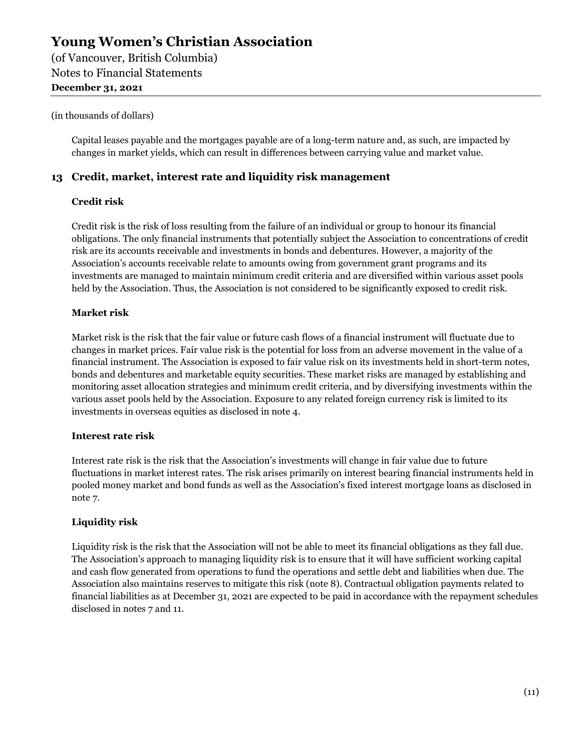(in thousands of dollars)

Capital leases payable and the mortgages payable are of a long-term nature and, as such, are impacted by changes in market yields, which can result in differences between carrying value and market value.

## 13 Credit, market, interest rate and liquidity risk management

### Credit risk

Credit risk is the risk of loss resulting from the failure of an individual or group to honour its financial obligations. The only financial instruments that potentially subject the Association to concentrations of credit risk are its accounts receivable and investments in bonds and debentures. However, a majority of the Association's accounts receivable relate to amounts owing from government grant programs and its investments are managed to maintain minimum credit criteria and are diversified within various asset pools held by the Association. Thus, the Association is not considered to be significantly exposed to credit risk.

### Market risk

Market risk is the risk that the fair value or future cash flows of a financial instrument will fluctuate due to changes in market prices. Fair value risk is the potential for loss from an adverse movement in the value of a financial instrument. The Association is exposed to fair value risk on its investments held in short-term notes, bonds and debentures and marketable equity securities. These market risks are managed by establishing and monitoring asset allocation strategies and minimum credit criteria, and by diversifying investments within the various asset pools held by the Association. Exposure to any related foreign currency risk is limited to its investments in overseas equities as disclosed in note 4.

### Interest rate risk

Interest rate risk is the risk that the Association's investments will change in fair value due to future fluctuations in market interest rates. The risk arises primarily on interest bearing financial instruments held in pooled money market and bond funds as well as the Association's fixed interest mortgage loans as disclosed in note 7.

### Liquidity risk

Liquidity risk is the risk that the Association will not be able to meet its financial obligations as they fall due. The Association's approach to managing liquidity risk is to ensure that it will have sufficient working capital and cash flow generated from operations to fund the operations and settle debt and liabilities when due. The Association also maintains reserves to mitigate this risk (note 8). Contractual obligation payments related to financial liabilities as at December 31, 2021 are expected to be paid in accordance with the repayment schedules disclosed in notes 7 and 11.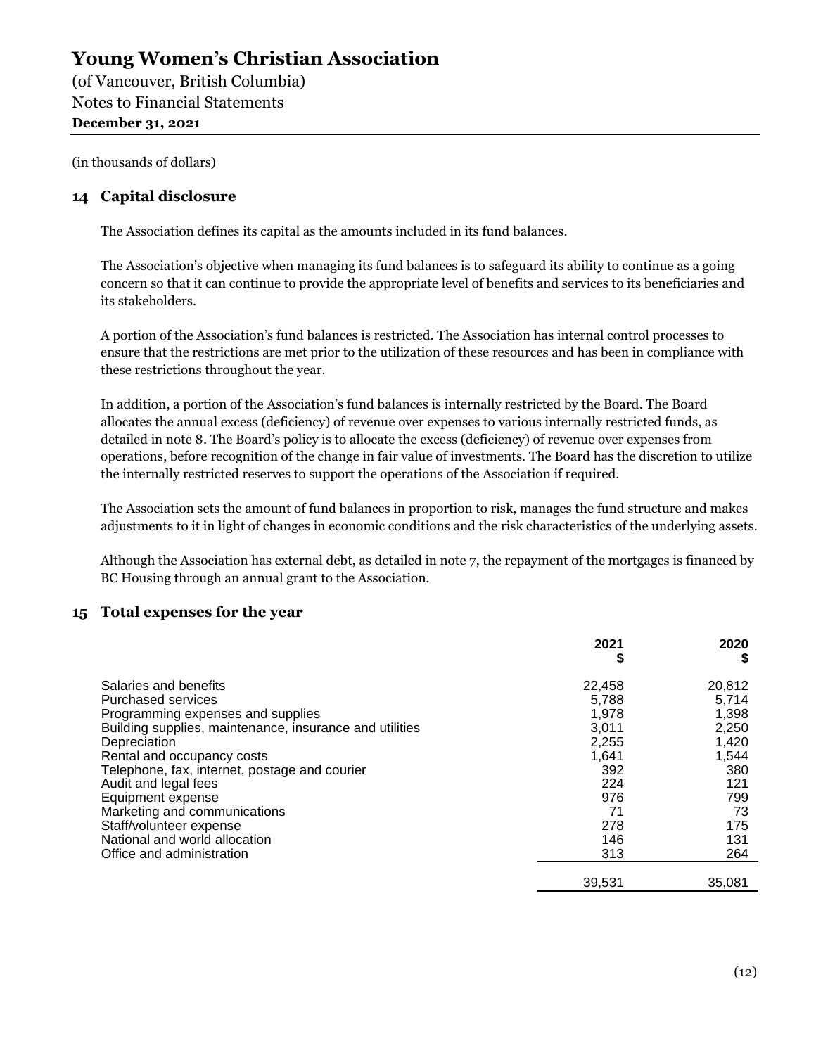# Young Women's Christian Association

(of Vancouver, British Columbia)
Notes to Financial Statements
**December 31, 2021**

(in thousands of dollars)

## 14 Capital disclosure

The Association defines its capital as the amounts included in its fund balances.

The Association's objective when managing its fund balances is to safeguard its ability to continue as a going concern so that it can continue to provide the appropriate level of benefits and services to its beneficiaries and its stakeholders.

A portion of the Association's fund balances is restricted. The Association has internal control processes to ensure that the restrictions are met prior to the utilization of these resources and has been in compliance with these restrictions throughout the year.

In addition, a portion of the Association's fund balances is internally restricted by the Board. The Board allocates the annual excess (deficiency) of revenue over expenses to various internally restricted funds, as detailed in note 8. The Board's policy is to allocate the excess (deficiency) of revenue over expenses from operations, before recognition of the change in fair value of investments. The Board has the discretion to utilize the internally restricted reserves to support the operations of the Association if required.

The Association sets the amount of fund balances in proportion to risk, manages the fund structure and makes adjustments to it in light of changes in economic conditions and the risk characteristics of the underlying assets.

Although the Association has external debt, as detailed in note 7, the repayment of the mortgages is financed by BC Housing through an annual grant to the Association.

## 15 Total expenses for the year

| | 2021 $ | 2020 $ |
|---|---|---|
| Salaries and benefits | 22,458 | 20,812 |
| Purchased services | 5,788 | 5,714 |
| Programming expenses and supplies | 1,978 | 1,398 |
| Building supplies, maintenance, insurance and utilities | 3,011 | 2,250 |
| Depreciation | 2,255 | 1,420 |
| Rental and occupancy costs | 1,641 | 1,544 |
| Telephone, fax, internet, postage and courier | 392 | 380 |
| Audit and legal fees | 224 | 121 |
| Equipment expense | 976 | 799 |
| Marketing and communications | 71 | 73 |
| Staff/volunteer expense | 278 | 175 |
| National and world allocation | 146 | 131 |
| Office and administration | 313 | 264 |
| | 39,531 | 35,081 |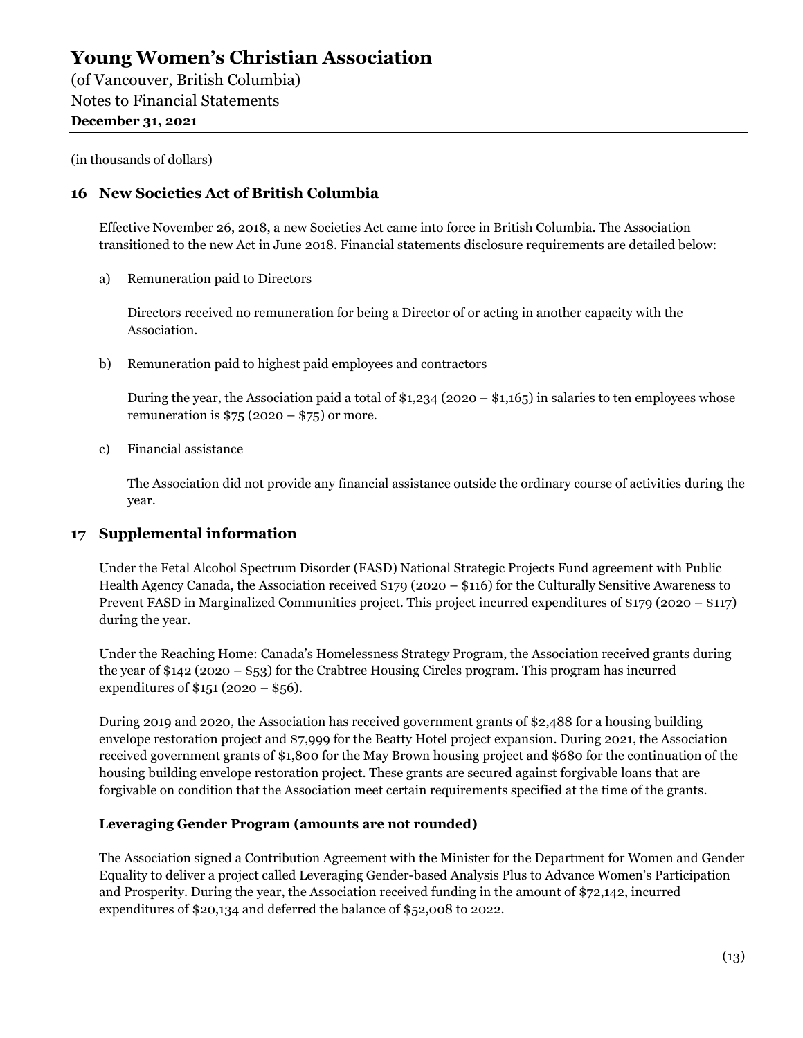(in thousands of dollars)

## 16 New Societies Act of British Columbia

Effective November 26, 2018, a new Societies Act came into force in British Columbia. The Association transitioned to the new Act in June 2018. Financial statements disclosure requirements are detailed below:

a) Remuneration paid to Directors

   Directors received no remuneration for being a Director of or acting in another capacity with the Association.

b) Remuneration paid to highest paid employees and contractors

   During the year, the Association paid a total of $1,234 (2020 – $1,165) in salaries to ten employees whose remuneration is $75 (2020 – $75) or more.

c) Financial assistance

   The Association did not provide any financial assistance outside the ordinary course of activities during the year.

## 17 Supplemental information

Under the Fetal Alcohol Spectrum Disorder (FASD) National Strategic Projects Fund agreement with Public Health Agency Canada, the Association received $179 (2020 – $116) for the Culturally Sensitive Awareness to Prevent FASD in Marginalized Communities project. This project incurred expenditures of $179 (2020 – $117) during the year.

Under the Reaching Home: Canada's Homelessness Strategy Program, the Association received grants during the year of $142 (2020 – $53) for the Crabtree Housing Circles program. This program has incurred expenditures of $151 (2020 – $56).

During 2019 and 2020, the Association has received government grants of $2,488 for a housing building envelope restoration project and $7,999 for the Beatty Hotel project expansion. During 2021, the Association received government grants of $1,800 for the May Brown housing project and $680 for the continuation of the housing building envelope restoration project. These grants are secured against forgivable loans that are forgivable on condition that the Association meet certain requirements specified at the time of the grants.

### Leveraging Gender Program (amounts are not rounded)

The Association signed a Contribution Agreement with the Minister for the Department for Women and Gender Equality to deliver a project called Leveraging Gender-based Analysis Plus to Advance Women's Participation and Prosperity. During the year, the Association received funding in the amount of $72,142, incurred expenditures of $20,134 and deferred the balance of $52,008 to 2022.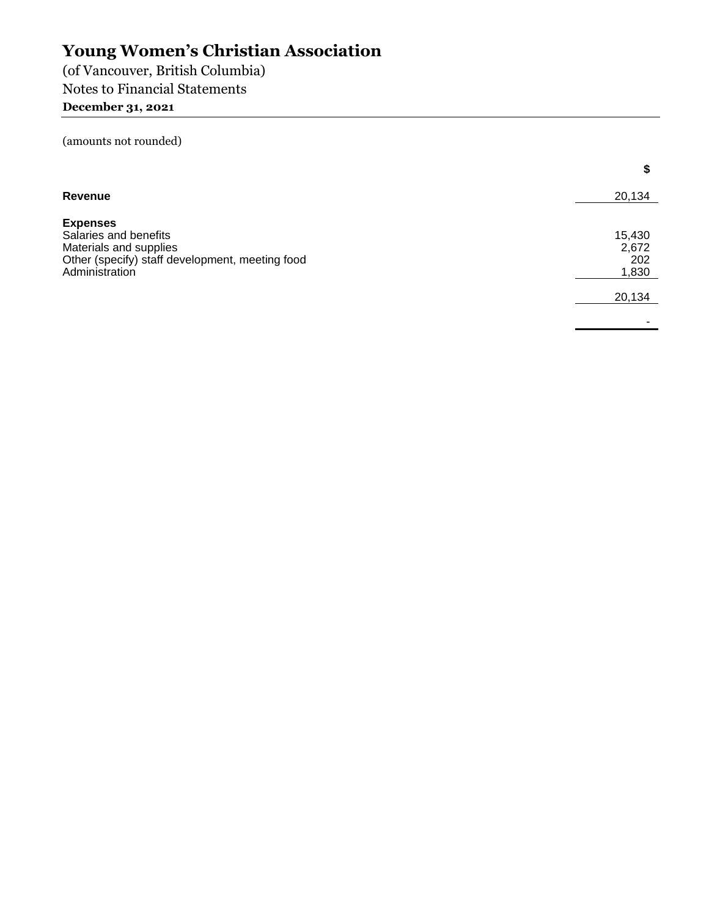# Young Women's Christian Association

(of Vancouver, British Columbia)

Notes to Financial Statements

**December 31, 2021**

(amounts not rounded)

| | **$** |
|---|---|
| **Revenue** | 20,134 |
| **Expenses** | |
| Salaries and benefits | 15,430 |
| Materials and supplies | 2,672 |
| Other (specify) staff development, meeting food | 202 |
| Administration | 1,830 |
| | 20,134 |
| | - |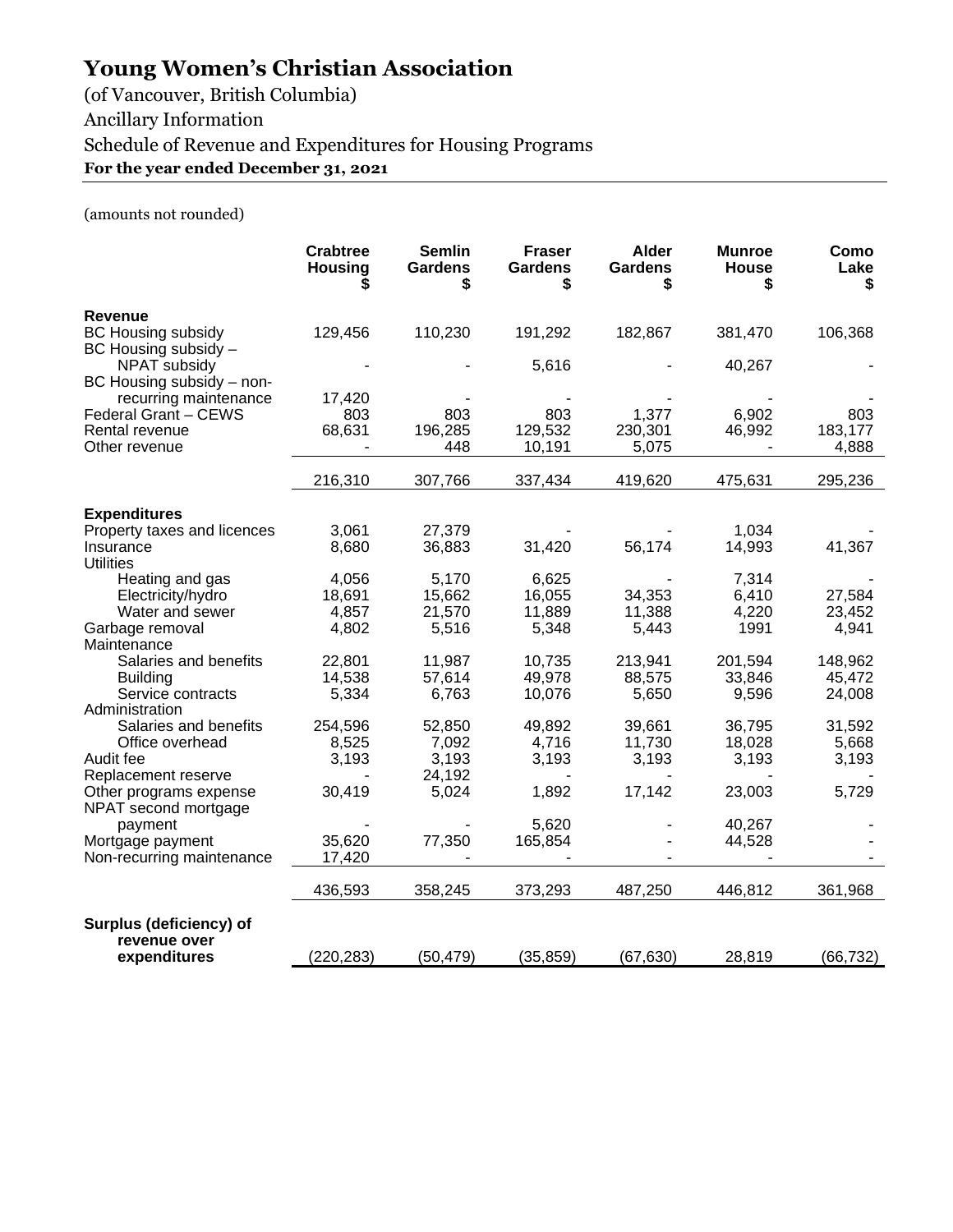# Young Women's Christian Association

(of Vancouver, British Columbia)

Ancillary Information

Schedule of Revenue and Expenditures for Housing Programs

**For the year ended December 31, 2021**

(amounts not rounded)

| | Crabtree Housing $ | Semlin Gardens $ | Fraser Gardens $ | Alder Gardens $ | Munroe House $ | Como Lake $ |
|---|---|---|---|---|---|---|
| **Revenue** | | | | | | |
| BC Housing subsidy | 129,456 | 110,230 | 191,292 | 182,867 | 381,470 | 106,368 |
| BC Housing subsidy – NPAT subsidy | - | - | 5,616 | - | 40,267 | - |
| BC Housing subsidy – non-recurring maintenance | 17,420 | - | - | - | - | - |
| Federal Grant – CEWS | 803 | 803 | 803 | 1,377 | 6,902 | 803 |
| Rental revenue | 68,631 | 196,285 | 129,532 | 230,301 | 46,992 | 183,177 |
| Other revenue | - | 448 | 10,191 | 5,075 | - | 4,888 |
| | 216,310 | 307,766 | 337,434 | 419,620 | 475,631 | 295,236 |
| **Expenditures** | | | | | | |
| Property taxes and licences | 3,061 | 27,379 | - | - | 1,034 | - |
| Insurance | 8,680 | 36,883 | 31,420 | 56,174 | 14,993 | 41,367 |
| Utilities | | | | | | |
| Heating and gas | 4,056 | 5,170 | 6,625 | - | 7,314 | - |
| Electricity/hydro | 18,691 | 15,662 | 16,055 | 34,353 | 6,410 | 27,584 |
| Water and sewer | 4,857 | 21,570 | 11,889 | 11,388 | 4,220 | 23,452 |
| Garbage removal | 4,802 | 5,516 | 5,348 | 5,443 | 1991 | 4,941 |
| Maintenance | | | | | | |
| Salaries and benefits | 22,801 | 11,987 | 10,735 | 213,941 | 201,594 | 148,962 |
| Building | 14,538 | 57,614 | 49,978 | 88,575 | 33,846 | 45,472 |
| Service contracts | 5,334 | 6,763 | 10,076 | 5,650 | 9,596 | 24,008 |
| Administration | | | | | | |
| Salaries and benefits | 254,596 | 52,850 | 49,892 | 39,661 | 36,795 | 31,592 |
| Office overhead | 8,525 | 7,092 | 4,716 | 11,730 | 18,028 | 5,668 |
| Audit fee | 3,193 | 3,193 | 3,193 | 3,193 | 3,193 | 3,193 |
| Replacement reserve | - | 24,192 | - | - | - | - |
| Other programs expense | 30,419 | 5,024 | 1,892 | 17,142 | 23,003 | 5,729 |
| NPAT second mortgage payment | - | - | 5,620 | - | 40,267 | - |
| Mortgage payment | 35,620 | 77,350 | 165,854 | - | 44,528 | - |
| Non-recurring maintenance | 17,420 | - | - | - | - | - |
| | 436,593 | 358,245 | 373,293 | 487,250 | 446,812 | 361,968 |
| **Surplus (deficiency) of revenue over expenditures** | (220,283) | (50,479) | (35,859) | (67,630) | 28,819 | (66,732) |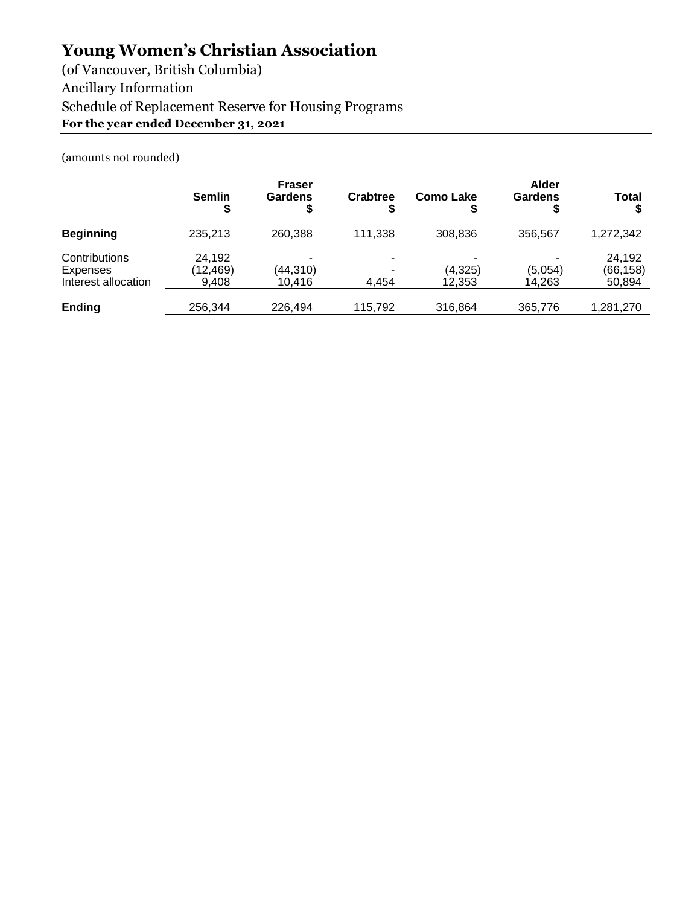# Young Women's Christian Association

(of Vancouver, British Columbia)

Ancillary Information

Schedule of Replacement Reserve for Housing Programs

**For the year ended December 31, 2021**

(amounts not rounded)

| | Semlin $ | Fraser Gardens $ | Crabtree $ | Como Lake $ | Alder Gardens $ | Total $ |
|---|---|---|---|---|---|---|
| **Beginning** | 235,213 | 260,388 | 111,338 | 308,836 | 356,567 | 1,272,342 |
| Contributions | 24,192 | - | - | - | - | 24,192 |
| Expenses | (12,469) | (44,310) | - | (4,325) | (5,054) | (66,158) |
| Interest allocation | 9,408 | 10,416 | 4,454 | 12,353 | 14,263 | 50,894 |
| **Ending** | 256,344 | 226,494 | 115,792 | 316,864 | 365,776 | 1,281,270 |